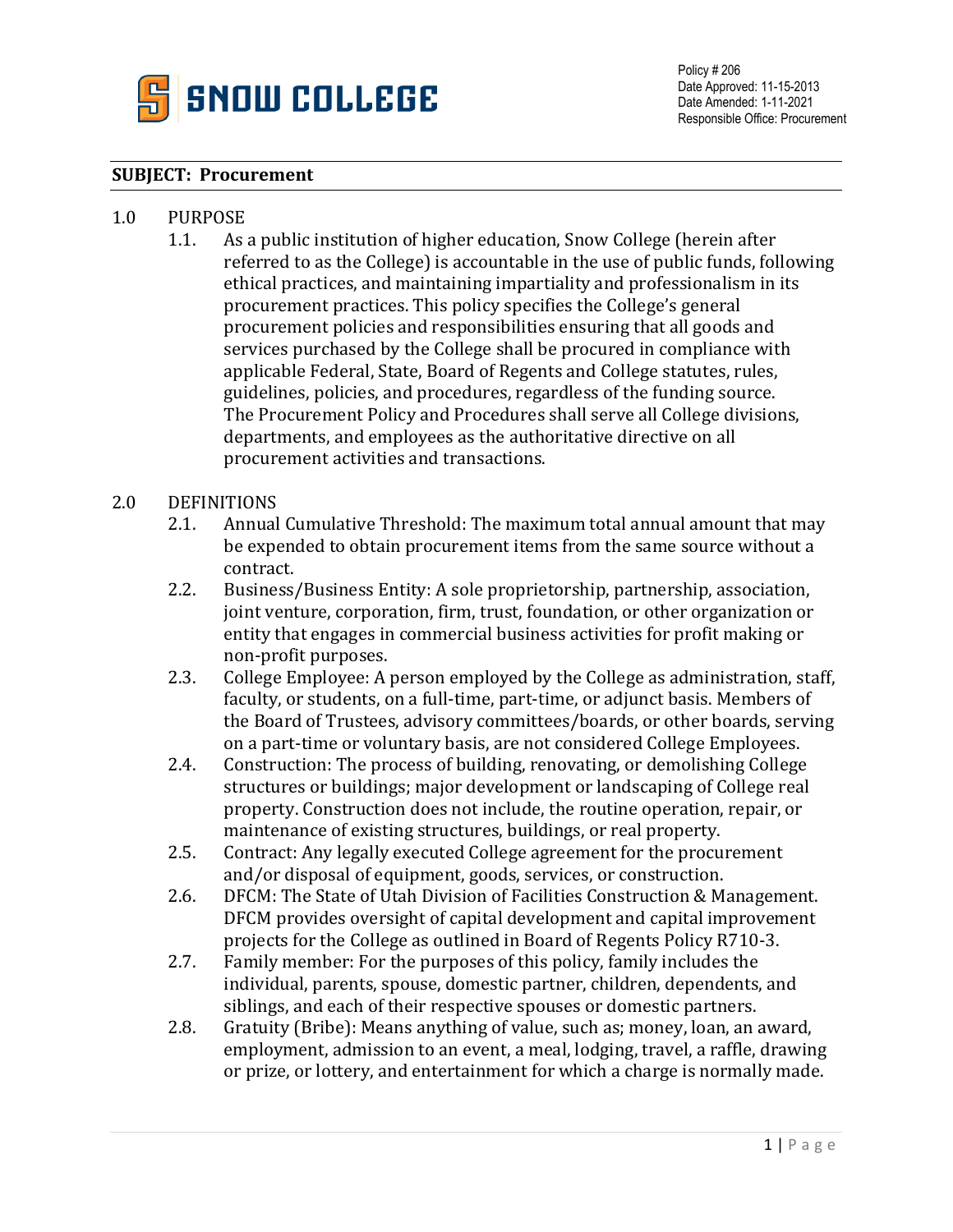SNOW COLLEGE

Policy # 206
Date Approved: 11-15-2013
Date Amended: 1-11-2021
Responsible Office: Procurement

**SUBJECT: Procurement**

1.0 PURPOSE

1.1. As a public institution of higher education, Snow College (herein after referred to as the College) is accountable in the use of public funds, following ethical practices, and maintaining impartiality and professionalism in its procurement practices. This policy specifies the College's general procurement policies and responsibilities ensuring that all goods and services purchased by the College shall be procured in compliance with applicable Federal, State, Board of Regents and College statutes, rules, guidelines, policies, and procedures, regardless of the funding source. The Procurement Policy and Procedures shall serve all College divisions, departments, and employees as the authoritative directive on all procurement activities and transactions.

2.0 DEFINITIONS

2.1. Annual Cumulative Threshold: The maximum total annual amount that may be expended to obtain procurement items from the same source without a contract.

2.2. Business/Business Entity: A sole proprietorship, partnership, association, joint venture, corporation, firm, trust, foundation, or other organization or entity that engages in commercial business activities for profit making or non-profit purposes.

2.3. College Employee: A person employed by the College as administration, staff, faculty, or students, on a full-time, part-time, or adjunct basis. Members of the Board of Trustees, advisory committees/boards, or other boards, serving on a part-time or voluntary basis, are not considered College Employees.

2.4. Construction: The process of building, renovating, or demolishing College structures or buildings; major development or landscaping of College real property. Construction does not include, the routine operation, repair, or maintenance of existing structures, buildings, or real property.

2.5. Contract: Any legally executed College agreement for the procurement and/or disposal of equipment, goods, services, or construction.

2.6. DFCM: The State of Utah Division of Facilities Construction & Management. DFCM provides oversight of capital development and capital improvement projects for the College as outlined in Board of Regents Policy R710-3.

2.7. Family member: For the purposes of this policy, family includes the individual, parents, spouse, domestic partner, children, dependents, and siblings, and each of their respective spouses or domestic partners.

2.8. Gratuity (Bribe): Means anything of value, such as; money, loan, an award, employment, admission to an event, a meal, lodging, travel, a raffle, drawing or prize, or lottery, and entertainment for which a charge is normally made.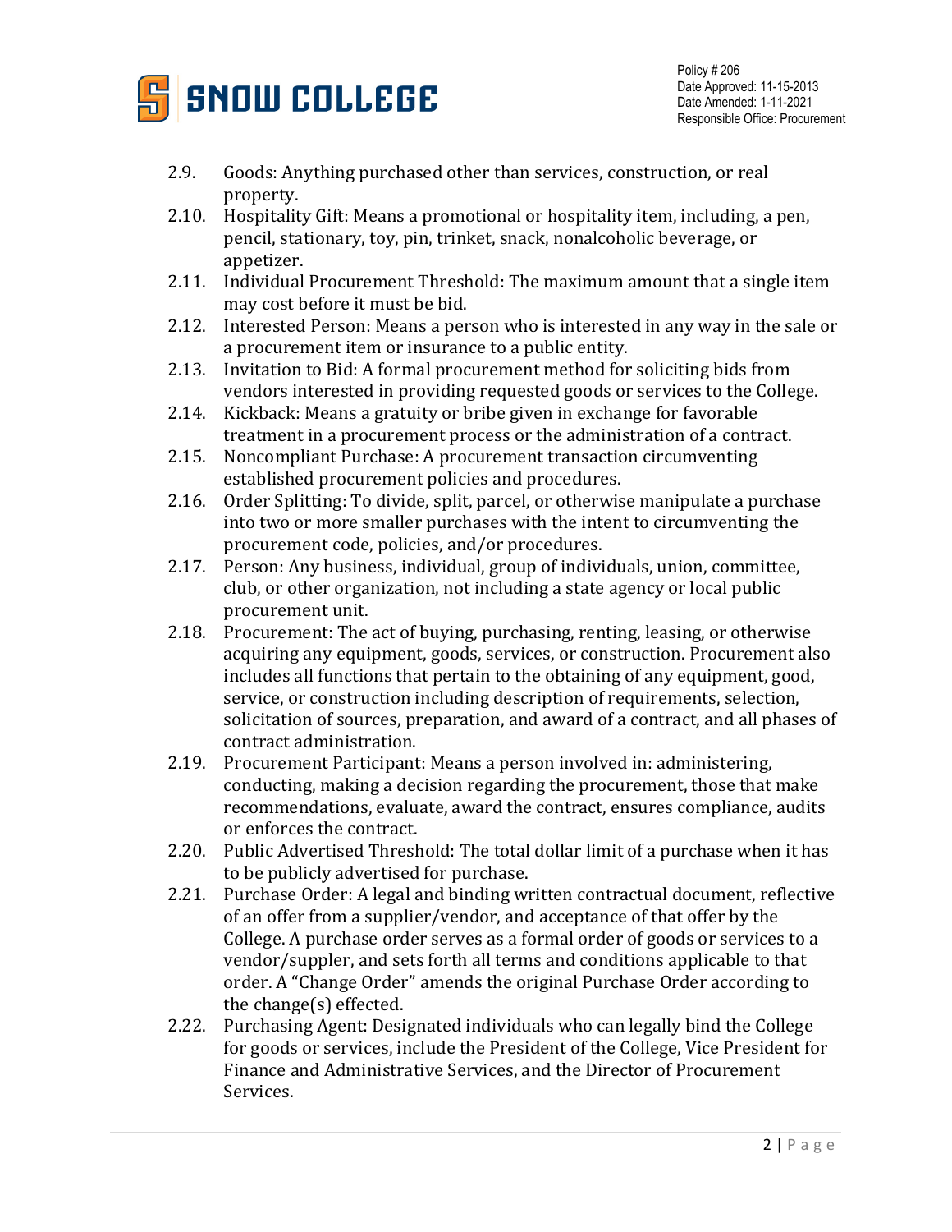2.9. Goods: Anything purchased other than services, construction, or real property.

2.10. Hospitality Gift: Means a promotional or hospitality item, including, a pen, pencil, stationary, toy, pin, trinket, snack, nonalcoholic beverage, or appetizer.

2.11. Individual Procurement Threshold: The maximum amount that a single item may cost before it must be bid.

2.12. Interested Person: Means a person who is interested in any way in the sale or a procurement item or insurance to a public entity.

2.13. Invitation to Bid: A formal procurement method for soliciting bids from vendors interested in providing requested goods or services to the College.

2.14. Kickback: Means a gratuity or bribe given in exchange for favorable treatment in a procurement process or the administration of a contract.

2.15. Noncompliant Purchase: A procurement transaction circumventing established procurement policies and procedures.

2.16. Order Splitting: To divide, split, parcel, or otherwise manipulate a purchase into two or more smaller purchases with the intent to circumventing the procurement code, policies, and/or procedures.

2.17. Person: Any business, individual, group of individuals, union, committee, club, or other organization, not including a state agency or local public procurement unit.

2.18. Procurement: The act of buying, purchasing, renting, leasing, or otherwise acquiring any equipment, goods, services, or construction. Procurement also includes all functions that pertain to the obtaining of any equipment, good, service, or construction including description of requirements, selection, solicitation of sources, preparation, and award of a contract, and all phases of contract administration.

2.19. Procurement Participant: Means a person involved in: administering, conducting, making a decision regarding the procurement, those that make recommendations, evaluate, award the contract, ensures compliance, audits or enforces the contract.

2.20. Public Advertised Threshold: The total dollar limit of a purchase when it has to be publicly advertised for purchase.

2.21. Purchase Order: A legal and binding written contractual document, reflective of an offer from a supplier/vendor, and acceptance of that offer by the College. A purchase order serves as a formal order of goods or services to a vendor/suppler, and sets forth all terms and conditions applicable to that order. A "Change Order" amends the original Purchase Order according to the change(s) effected.

2.22. Purchasing Agent: Designated individuals who can legally bind the College for goods or services, include the President of the College, Vice President for Finance and Administrative Services, and the Director of Procurement Services.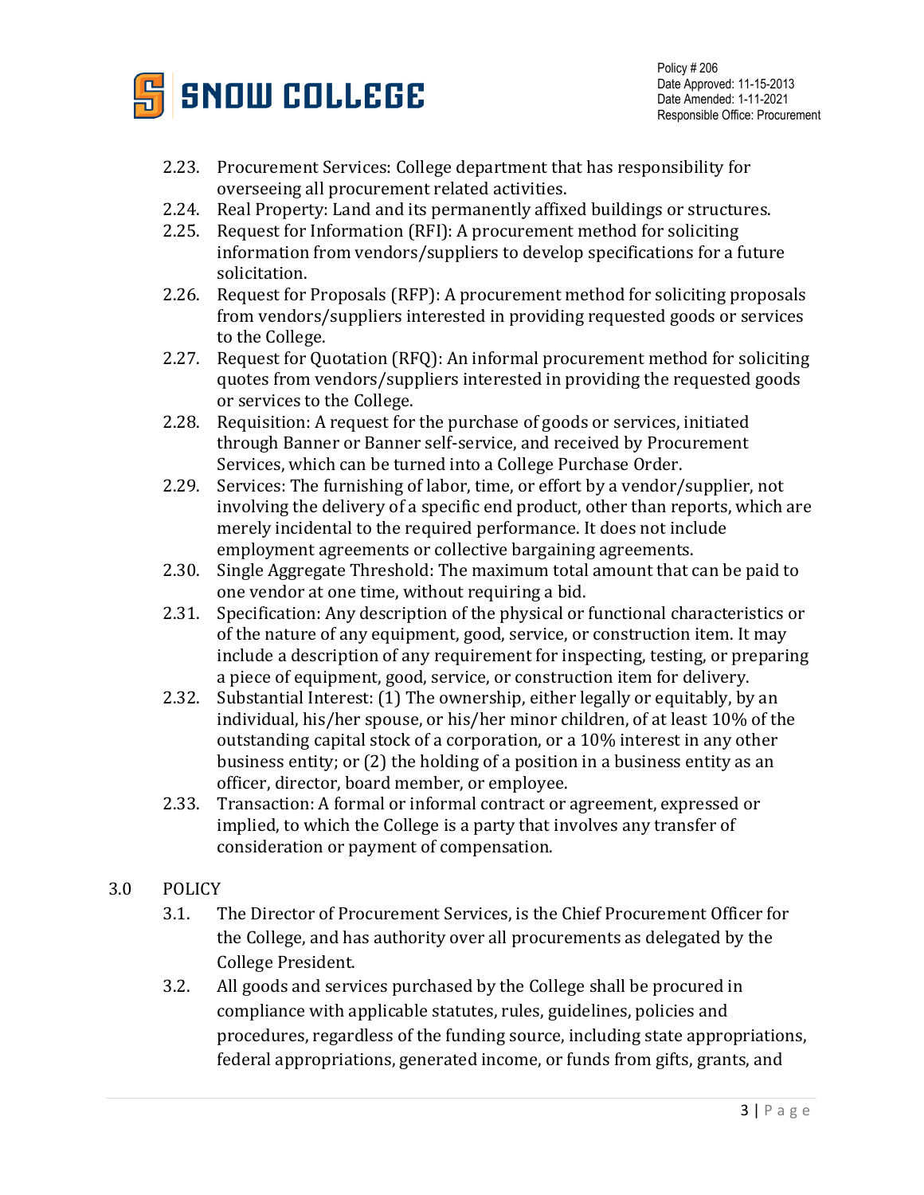2.23. Procurement Services: College department that has responsibility for overseeing all procurement related activities.

2.24. Real Property: Land and its permanently affixed buildings or structures.

2.25. Request for Information (RFI): A procurement method for soliciting information from vendors/suppliers to develop specifications for a future solicitation.

2.26. Request for Proposals (RFP): A procurement method for soliciting proposals from vendors/suppliers interested in providing requested goods or services to the College.

2.27. Request for Quotation (RFQ): An informal procurement method for soliciting quotes from vendors/suppliers interested in providing the requested goods or services to the College.

2.28. Requisition: A request for the purchase of goods or services, initiated through Banner or Banner self-service, and received by Procurement Services, which can be turned into a College Purchase Order.

2.29. Services: The furnishing of labor, time, or effort by a vendor/supplier, not involving the delivery of a specific end product, other than reports, which are merely incidental to the required performance. It does not include employment agreements or collective bargaining agreements.

2.30. Single Aggregate Threshold: The maximum total amount that can be paid to one vendor at one time, without requiring a bid.

2.31. Specification: Any description of the physical or functional characteristics or of the nature of any equipment, good, service, or construction item. It may include a description of any requirement for inspecting, testing, or preparing a piece of equipment, good, service, or construction item for delivery.

2.32. Substantial Interest: (1) The ownership, either legally or equitably, by an individual, his/her spouse, or his/her minor children, of at least 10% of the outstanding capital stock of a corporation, or a 10% interest in any other business entity; or (2) the holding of a position in a business entity as an officer, director, board member, or employee.

2.33. Transaction: A formal or informal contract or agreement, expressed or implied, to which the College is a party that involves any transfer of consideration or payment of compensation.

## 3.0 POLICY

3.1. The Director of Procurement Services, is the Chief Procurement Officer for the College, and has authority over all procurements as delegated by the College President.

3.2. All goods and services purchased by the College shall be procured in compliance with applicable statutes, rules, guidelines, policies and procedures, regardless of the funding source, including state appropriations, federal appropriations, generated income, or funds from gifts, grants, and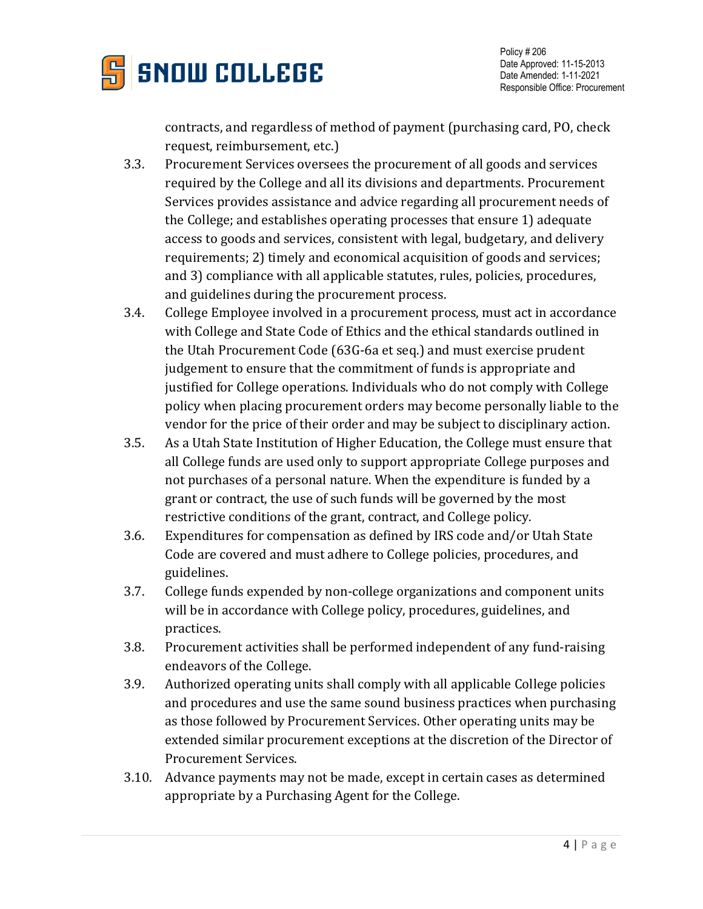contracts, and regardless of method of payment (purchasing card, PO, check request, reimbursement, etc.)

3.3. Procurement Services oversees the procurement of all goods and services required by the College and all its divisions and departments. Procurement Services provides assistance and advice regarding all procurement needs of the College; and establishes operating processes that ensure 1) adequate access to goods and services, consistent with legal, budgetary, and delivery requirements; 2) timely and economical acquisition of goods and services; and 3) compliance with all applicable statutes, rules, policies, procedures, and guidelines during the procurement process.

3.4. College Employee involved in a procurement process, must act in accordance with College and State Code of Ethics and the ethical standards outlined in the Utah Procurement Code (63G-6a et seq.) and must exercise prudent judgement to ensure that the commitment of funds is appropriate and justified for College operations. Individuals who do not comply with College policy when placing procurement orders may become personally liable to the vendor for the price of their order and may be subject to disciplinary action.

3.5. As a Utah State Institution of Higher Education, the College must ensure that all College funds are used only to support appropriate College purposes and not purchases of a personal nature. When the expenditure is funded by a grant or contract, the use of such funds will be governed by the most restrictive conditions of the grant, contract, and College policy.

3.6. Expenditures for compensation as defined by IRS code and/or Utah State Code are covered and must adhere to College policies, procedures, and guidelines.

3.7. College funds expended by non-college organizations and component units will be in accordance with College policy, procedures, guidelines, and practices.

3.8. Procurement activities shall be performed independent of any fund-raising endeavors of the College.

3.9. Authorized operating units shall comply with all applicable College policies and procedures and use the same sound business practices when purchasing as those followed by Procurement Services. Other operating units may be extended similar procurement exceptions at the discretion of the Director of Procurement Services.

3.10. Advance payments may not be made, except in certain cases as determined appropriate by a Purchasing Agent for the College.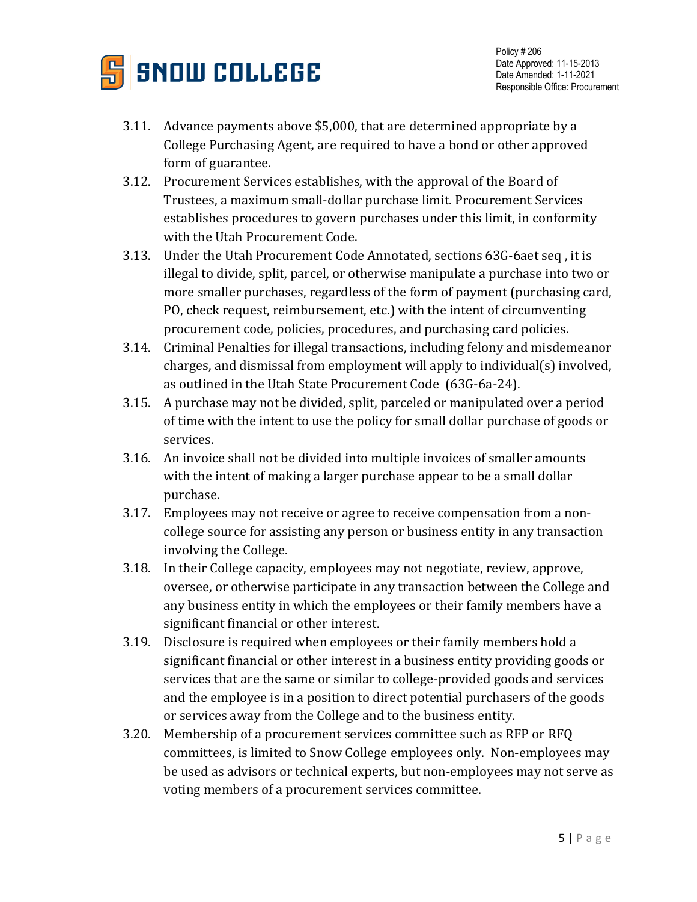3.11. Advance payments above $5,000, that are determined appropriate by a College Purchasing Agent, are required to have a bond or other approved form of guarantee.

3.12. Procurement Services establishes, with the approval of the Board of Trustees, a maximum small-dollar purchase limit. Procurement Services establishes procedures to govern purchases under this limit, in conformity with the Utah Procurement Code.

3.13. Under the Utah Procurement Code Annotated, sections 63G-6aet seq , it is illegal to divide, split, parcel, or otherwise manipulate a purchase into two or more smaller purchases, regardless of the form of payment (purchasing card, PO, check request, reimbursement, etc.) with the intent of circumventing procurement code, policies, procedures, and purchasing card policies.

3.14. Criminal Penalties for illegal transactions, including felony and misdemeanor charges, and dismissal from employment will apply to individual(s) involved, as outlined in the Utah State Procurement Code (63G-6a-24).

3.15. A purchase may not be divided, split, parceled or manipulated over a period of time with the intent to use the policy for small dollar purchase of goods or services.

3.16. An invoice shall not be divided into multiple invoices of smaller amounts with the intent of making a larger purchase appear to be a small dollar purchase.

3.17. Employees may not receive or agree to receive compensation from a non-college source for assisting any person or business entity in any transaction involving the College.

3.18. In their College capacity, employees may not negotiate, review, approve, oversee, or otherwise participate in any transaction between the College and any business entity in which the employees or their family members have a significant financial or other interest.

3.19. Disclosure is required when employees or their family members hold a significant financial or other interest in a business entity providing goods or services that are the same or similar to college-provided goods and services and the employee is in a position to direct potential purchasers of the goods or services away from the College and to the business entity.

3.20. Membership of a procurement services committee such as RFP or RFQ committees, is limited to Snow College employees only. Non-employees may be used as advisors or technical experts, but non-employees may not serve as voting members of a procurement services committee.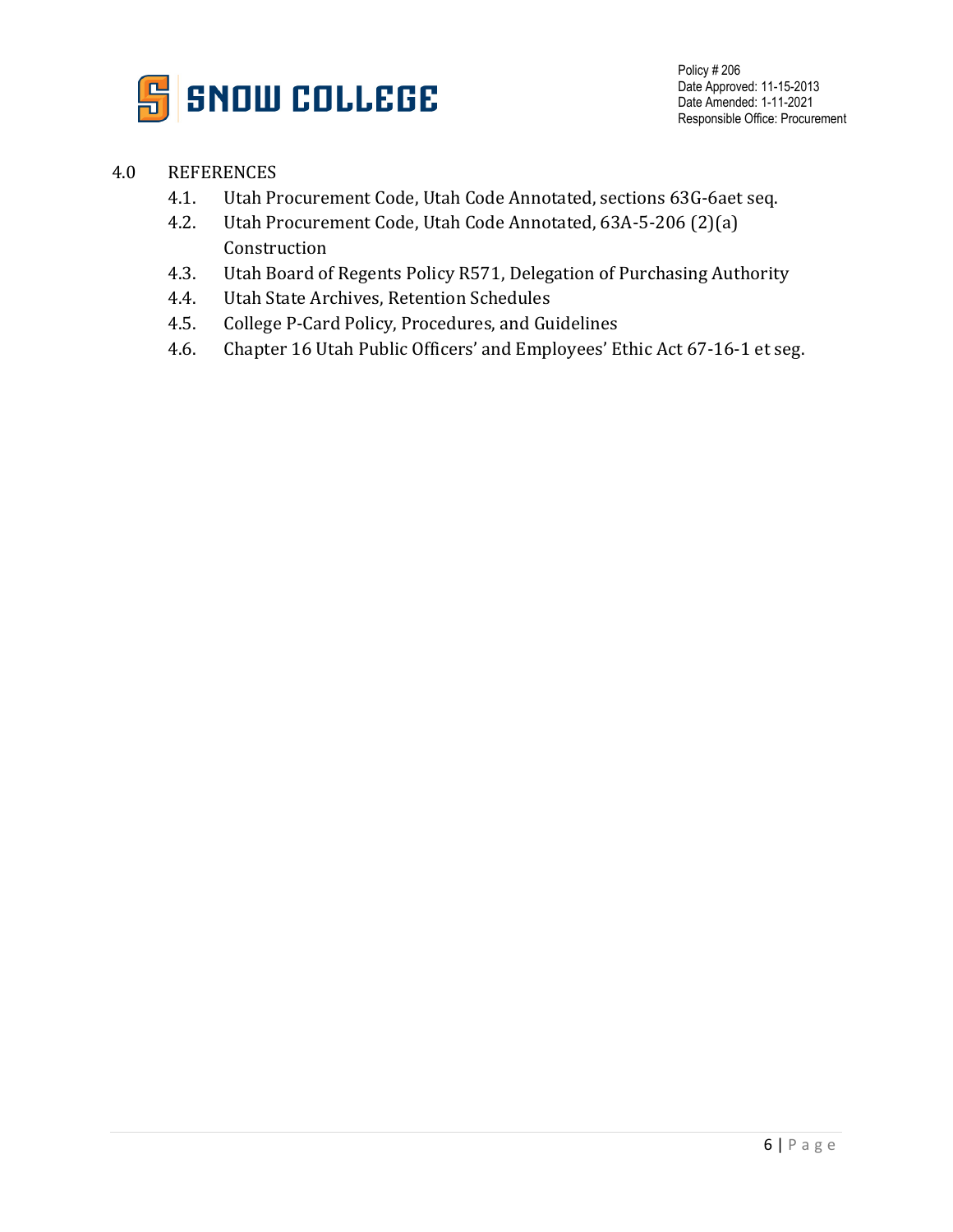## 4.0 REFERENCES

- 4.1. Utah Procurement Code, Utah Code Annotated, sections 63G-6aet seq.
- 4.2. Utah Procurement Code, Utah Code Annotated, 63A-5-206 (2)(a) Construction
- 4.3. Utah Board of Regents Policy R571, Delegation of Purchasing Authority
- 4.4. Utah State Archives, Retention Schedules
- 4.5. College P-Card Policy, Procedures, and Guidelines
- 4.6. Chapter 16 Utah Public Officers' and Employees' Ethic Act 67-16-1 et seg.